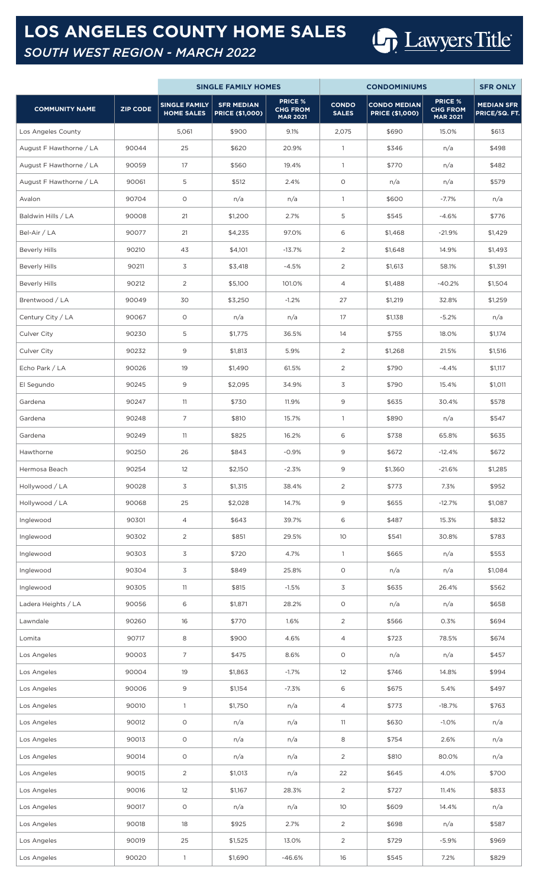# LOS ANGELES COUNTY HOME SALES

## *SOUTH WEST REGION - MARCH 2022*

Lawyers Title

| | | SINGLE FAMILY HOMES | | | CONDOMINIUMS | | | SFR ONLY |
|---|---|---|---|---|---|---|---|---|
| COMMUNITY NAME | ZIP CODE | SINGLE FAMILY HOME SALES | SFR MEDIAN PRICE ($1,000) | PRICE % CHG FROM MAR 2021 | CONDO SALES | CONDO MEDIAN PRICE ($1,000) | PRICE % CHG FROM MAR 2021 | MEDIAN SFR PRICE/SQ. FT. |
| Los Angeles County | | 5,061 | $900 | 9.1% | 2,075 | $690 | 15.0% | $613 |
| August F Hawthorne / LA | 90044 | 25 | $620 | 20.9% | 1 | $346 | n/a | $498 |
| August F Hawthorne / LA | 90059 | 17 | $560 | 19.4% | 1 | $770 | n/a | $482 |
| August F Hawthorne / LA | 90061 | 5 | $512 | 2.4% | 0 | n/a | n/a | $579 |
| Avalon | 90704 | 0 | n/a | n/a | 1 | $600 | -7.7% | n/a |
| Baldwin Hills / LA | 90008 | 21 | $1,200 | 2.7% | 5 | $545 | -4.6% | $776 |
| Bel-Air / LA | 90077 | 21 | $4,235 | 97.0% | 6 | $1,468 | -21.9% | $1,429 |
| Beverly Hills | 90210 | 43 | $4,101 | -13.7% | 2 | $1,648 | 14.9% | $1,493 |
| Beverly Hills | 90211 | 3 | $3,418 | -4.5% | 2 | $1,613 | 58.1% | $1,391 |
| Beverly Hills | 90212 | 2 | $5,100 | 101.0% | 4 | $1,488 | -40.2% | $1,504 |
| Brentwood / LA | 90049 | 30 | $3,250 | -1.2% | 27 | $1,219 | 32.8% | $1,259 |
| Century City / LA | 90067 | 0 | n/a | n/a | 17 | $1,138 | -5.2% | n/a |
| Culver City | 90230 | 5 | $1,775 | 36.5% | 14 | $755 | 18.0% | $1,174 |
| Culver City | 90232 | 9 | $1,813 | 5.9% | 2 | $1,268 | 21.5% | $1,516 |
| Echo Park / LA | 90026 | 19 | $1,490 | 61.5% | 2 | $790 | -4.4% | $1,117 |
| El Segundo | 90245 | 9 | $2,095 | 34.9% | 3 | $790 | 15.4% | $1,011 |
| Gardena | 90247 | 11 | $730 | 11.9% | 9 | $635 | 30.4% | $578 |
| Gardena | 90248 | 7 | $810 | 15.7% | 1 | $890 | n/a | $547 |
| Gardena | 90249 | 11 | $825 | 16.2% | 6 | $738 | 65.8% | $635 |
| Hawthorne | 90250 | 26 | $843 | -0.9% | 9 | $672 | -12.4% | $672 |
| Hermosa Beach | 90254 | 12 | $2,150 | -2.3% | 9 | $1,360 | -21.6% | $1,285 |
| Hollywood / LA | 90028 | 3 | $1,315 | 38.4% | 2 | $773 | 7.3% | $952 |
| Hollywood / LA | 90068 | 25 | $2,028 | 14.7% | 9 | $655 | -12.7% | $1,087 |
| Inglewood | 90301 | 4 | $643 | 39.7% | 6 | $487 | 15.3% | $832 |
| Inglewood | 90302 | 2 | $851 | 29.5% | 10 | $541 | 30.8% | $783 |
| Inglewood | 90303 | 3 | $720 | 4.7% | 1 | $665 | n/a | $553 |
| Inglewood | 90304 | 3 | $849 | 25.8% | 0 | n/a | n/a | $1,084 |
| Inglewood | 90305 | 11 | $815 | -1.5% | 3 | $635 | 26.4% | $562 |
| Ladera Heights / LA | 90056 | 6 | $1,871 | 28.2% | 0 | n/a | n/a | $658 |
| Lawndale | 90260 | 16 | $770 | 1.6% | 2 | $566 | 0.3% | $694 |
| Lomita | 90717 | 8 | $900 | 4.6% | 4 | $723 | 78.5% | $674 |
| Los Angeles | 90003 | 7 | $475 | 8.6% | 0 | n/a | n/a | $457 |
| Los Angeles | 90004 | 19 | $1,863 | -1.7% | 12 | $746 | 14.8% | $994 |
| Los Angeles | 90006 | 9 | $1,154 | -7.3% | 6 | $675 | 5.4% | $497 |
| Los Angeles | 90010 | 1 | $1,750 | n/a | 4 | $773 | -18.7% | $763 |
| Los Angeles | 90012 | 0 | n/a | n/a | 11 | $630 | -1.0% | n/a |
| Los Angeles | 90013 | 0 | n/a | n/a | 8 | $754 | 2.6% | n/a |
| Los Angeles | 90014 | 0 | n/a | n/a | 2 | $810 | 80.0% | n/a |
| Los Angeles | 90015 | 2 | $1,013 | n/a | 22 | $645 | 4.0% | $700 |
| Los Angeles | 90016 | 12 | $1,167 | 28.3% | 2 | $727 | 11.4% | $833 |
| Los Angeles | 90017 | 0 | n/a | n/a | 10 | $609 | 14.4% | n/a |
| Los Angeles | 90018 | 18 | $925 | 2.7% | 2 | $698 | n/a | $587 |
| Los Angeles | 90019 | 25 | $1,525 | 13.0% | 2 | $729 | -5.9% | $969 |
| Los Angeles | 90020 | 1 | $1,690 | -46.6% | 16 | $545 | 7.2% | $829 |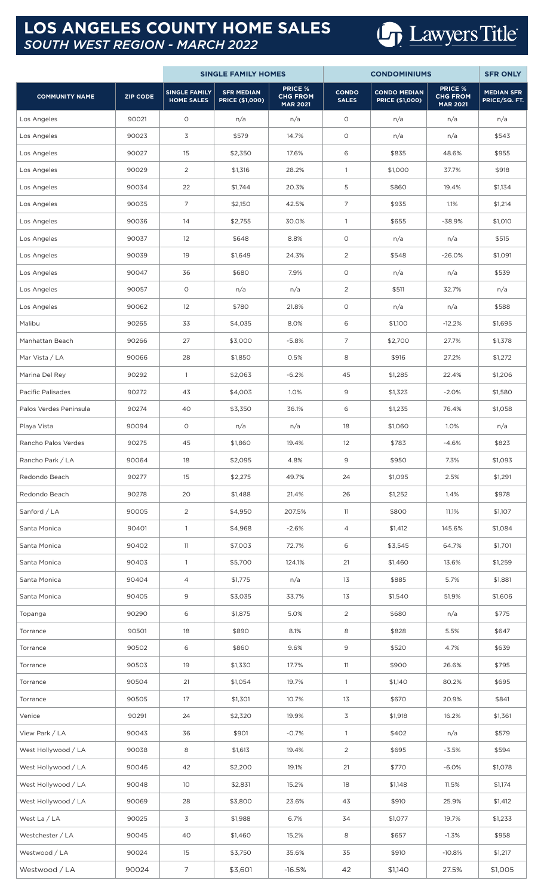# LOS ANGELES COUNTY HOME SALES
## *SOUTH WEST REGION - MARCH 2022*

Lawyers Title

| | | SINGLE FAMILY HOMES | | | CONDOMINIUMS | | | SFR ONLY |
|---|---|---|---|---|---|---|---|---|
| COMMUNITY NAME | ZIP CODE | SINGLE FAMILY HOME SALES | SFR MEDIAN PRICE ($1,000) | PRICE % CHG FROM MAR 2021 | CONDO SALES | CONDO MEDIAN PRICE ($1,000) | PRICE % CHG FROM MAR 2021 | MEDIAN SFR PRICE/SQ. FT. |
| Los Angeles | 90021 | 0 | n/a | n/a | 0 | n/a | n/a | n/a |
| Los Angeles | 90023 | 3 | $579 | 14.7% | 0 | n/a | n/a | $543 |
| Los Angeles | 90027 | 15 | $2,350 | 17.6% | 6 | $835 | 48.6% | $955 |
| Los Angeles | 90029 | 2 | $1,316 | 28.2% | 1 | $1,000 | 37.7% | $918 |
| Los Angeles | 90034 | 22 | $1,744 | 20.3% | 5 | $860 | 19.4% | $1,134 |
| Los Angeles | 90035 | 7 | $2,150 | 42.5% | 7 | $935 | 1.1% | $1,214 |
| Los Angeles | 90036 | 14 | $2,755 | 30.0% | 1 | $655 | -38.9% | $1,010 |
| Los Angeles | 90037 | 12 | $648 | 8.8% | 0 | n/a | n/a | $515 |
| Los Angeles | 90039 | 19 | $1,649 | 24.3% | 2 | $548 | -26.0% | $1,091 |
| Los Angeles | 90047 | 36 | $680 | 7.9% | 0 | n/a | n/a | $539 |
| Los Angeles | 90057 | 0 | n/a | n/a | 2 | $511 | 32.7% | n/a |
| Los Angeles | 90062 | 12 | $780 | 21.8% | 0 | n/a | n/a | $588 |
| Malibu | 90265 | 33 | $4,035 | 8.0% | 6 | $1,100 | -12.2% | $1,695 |
| Manhattan Beach | 90266 | 27 | $3,000 | -5.8% | 7 | $2,700 | 27.7% | $1,378 |
| Mar Vista / LA | 90066 | 28 | $1,850 | 0.5% | 8 | $916 | 27.2% | $1,272 |
| Marina Del Rey | 90292 | 1 | $2,063 | -6.2% | 45 | $1,285 | 22.4% | $1,206 |
| Pacific Palisades | 90272 | 43 | $4,003 | 1.0% | 9 | $1,323 | -2.0% | $1,580 |
| Palos Verdes Peninsula | 90274 | 40 | $3,350 | 36.1% | 6 | $1,235 | 76.4% | $1,058 |
| Playa Vista | 90094 | 0 | n/a | n/a | 18 | $1,060 | 1.0% | n/a |
| Rancho Palos Verdes | 90275 | 45 | $1,860 | 19.4% | 12 | $783 | -4.6% | $823 |
| Rancho Park / LA | 90064 | 18 | $2,095 | 4.8% | 9 | $950 | 7.3% | $1,093 |
| Redondo Beach | 90277 | 15 | $2,275 | 49.7% | 24 | $1,095 | 2.5% | $1,291 |
| Redondo Beach | 90278 | 20 | $1,488 | 21.4% | 26 | $1,252 | 1.4% | $978 |
| Sanford / LA | 90005 | 2 | $4,950 | 207.5% | 11 | $800 | 11.1% | $1,107 |
| Santa Monica | 90401 | 1 | $4,968 | -2.6% | 4 | $1,412 | 145.6% | $1,084 |
| Santa Monica | 90402 | 11 | $7,003 | 72.7% | 6 | $3,545 | 64.7% | $1,701 |
| Santa Monica | 90403 | 1 | $5,700 | 124.1% | 21 | $1,460 | 13.6% | $1,259 |
| Santa Monica | 90404 | 4 | $1,775 | n/a | 13 | $885 | 5.7% | $1,881 |
| Santa Monica | 90405 | 9 | $3,035 | 33.7% | 13 | $1,540 | 51.9% | $1,606 |
| Topanga | 90290 | 6 | $1,875 | 5.0% | 2 | $680 | n/a | $775 |
| Torrance | 90501 | 18 | $890 | 8.1% | 8 | $828 | 5.5% | $647 |
| Torrance | 90502 | 6 | $860 | 9.6% | 9 | $520 | 4.7% | $639 |
| Torrance | 90503 | 19 | $1,330 | 17.7% | 11 | $900 | 26.6% | $795 |
| Torrance | 90504 | 21 | $1,054 | 19.7% | 1 | $1,140 | 80.2% | $695 |
| Torrance | 90505 | 17 | $1,301 | 10.7% | 13 | $670 | 20.9% | $841 |
| Venice | 90291 | 24 | $2,320 | 19.9% | 3 | $1,918 | 16.2% | $1,361 |
| View Park / LA | 90043 | 36 | $901 | -0.7% | 1 | $402 | n/a | $579 |
| West Hollywood / LA | 90038 | 8 | $1,613 | 19.4% | 2 | $695 | -3.5% | $594 |
| West Hollywood / LA | 90046 | 42 | $2,200 | 19.1% | 21 | $770 | -6.0% | $1,078 |
| West Hollywood / LA | 90048 | 10 | $2,831 | 15.2% | 18 | $1,148 | 11.5% | $1,174 |
| West Hollywood / LA | 90069 | 28 | $3,800 | 23.6% | 43 | $910 | 25.9% | $1,412 |
| West La / LA | 90025 | 3 | $1,988 | 6.7% | 34 | $1,077 | 19.7% | $1,233 |
| Westchester / LA | 90045 | 40 | $1,460 | 15.2% | 8 | $657 | -1.3% | $958 |
| Westwood / LA | 90024 | 15 | $3,750 | 35.6% | 35 | $910 | -10.8% | $1,217 |
| Westwood / LA | 90024 | 7 | $3,601 | -16.5% | 42 | $1,140 | 27.5% | $1,005 |